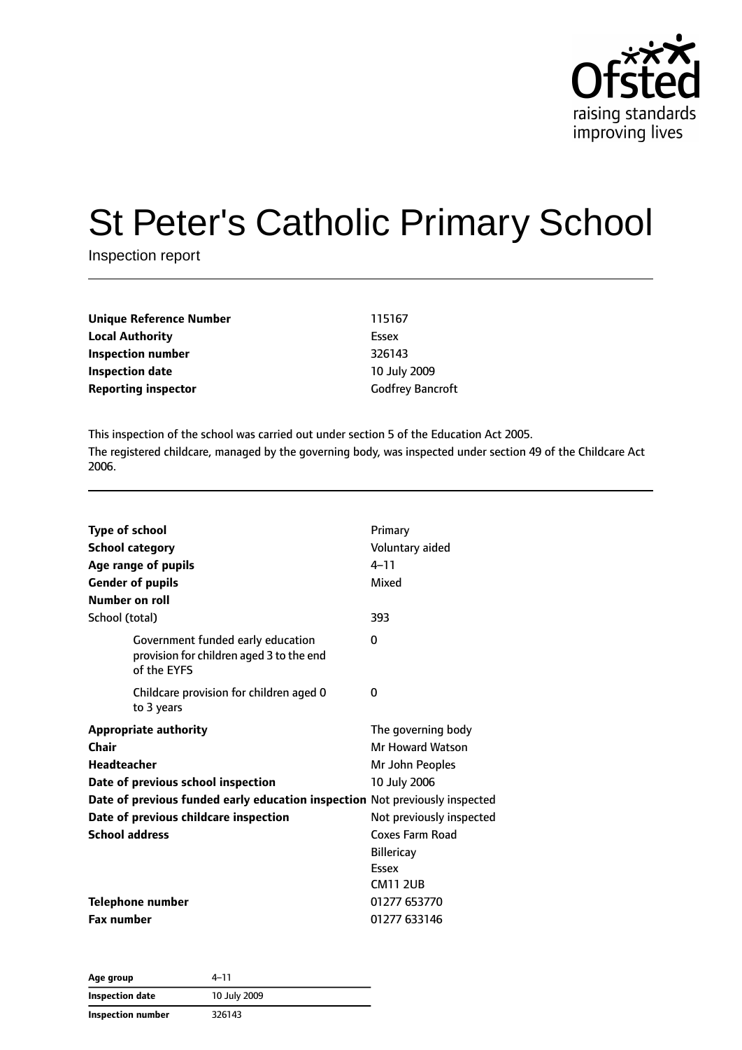Ofsted
raising standards
improving lives

# St Peter's Catholic Primary School

Inspection report

| | |
|---|---|
| **Unique Reference Number** | 115167 |
| **Local Authority** | Essex |
| **Inspection number** | 326143 |
| **Inspection date** | 10 July 2009 |
| **Reporting inspector** | Godfrey Bancroft |

This inspection of the school was carried out under section 5 of the Education Act 2005.

The registered childcare, managed by the governing body, was inspected under section 49 of the Childcare Act 2006.

| | |
|---|---|
| **Type of school** | Primary |
| **School category** | Voluntary aided |
| **Age range of pupils** | 4–11 |
| **Gender of pupils** | Mixed |
| **Number on roll** | |
| School (total) | 393 |
| Government funded early education provision for children aged 3 to the end of the EYFS | 0 |
| Childcare provision for children aged 0 to 3 years | 0 |
| **Appropriate authority** | The governing body |
| **Chair** | Mr Howard Watson |
| **Headteacher** | Mr John Peoples |
| **Date of previous school inspection** | 10 July 2006 |
| **Date of previous funded early education inspection** | Not previously inspected |
| **Date of previous childcare inspection** | Not previously inspected |
| **School address** | Coxes Farm Road<br>Billericay<br>Essex<br>CM11 2UB |
| **Telephone number** | 01277 653770 |
| **Fax number** | 01277 633146 |

| | |
|---|---|
| **Age group** | 4–11 |
| **Inspection date** | 10 July 2009 |
| **Inspection number** | 326143 |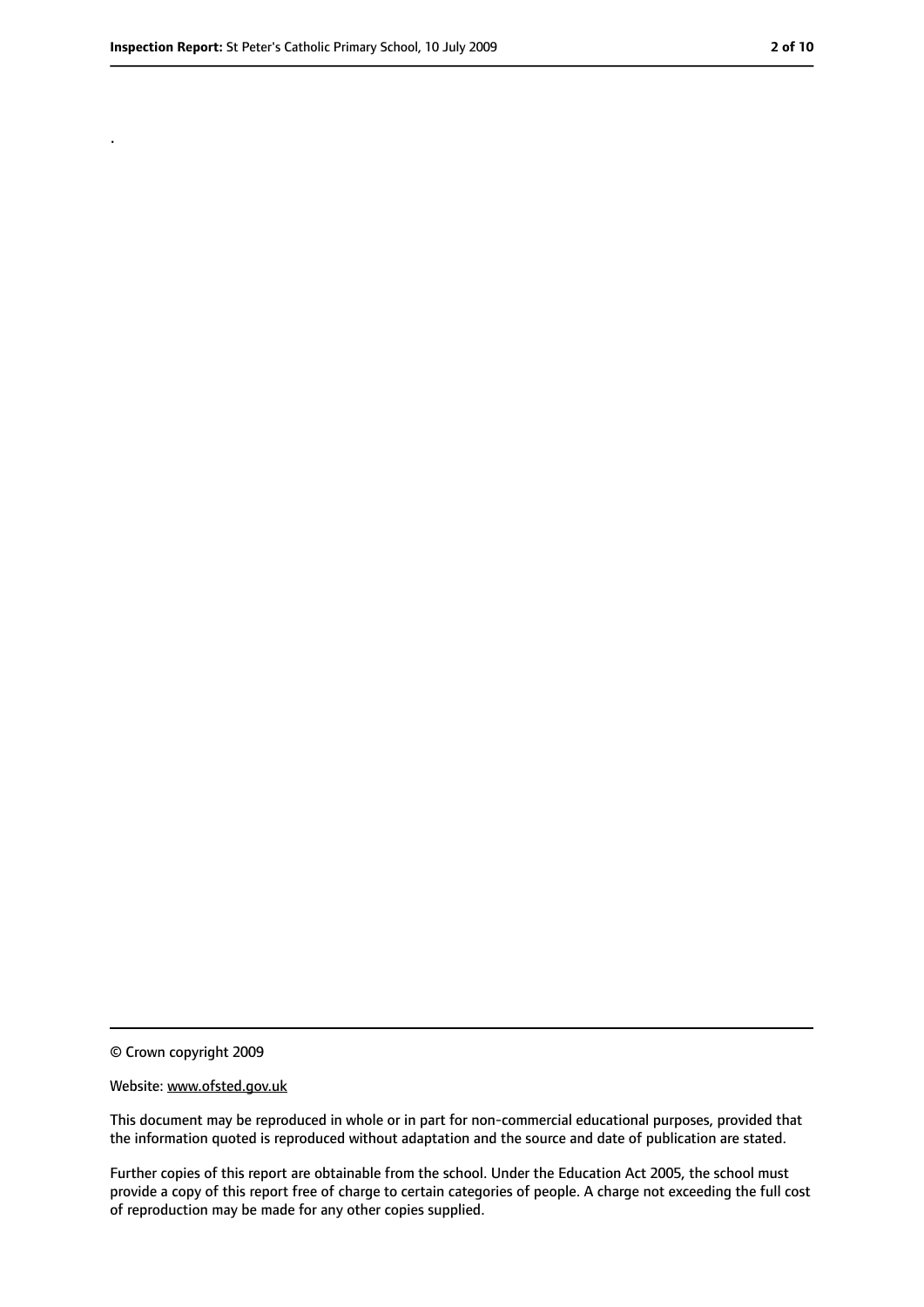.

© Crown copyright 2009

Website: www.ofsted.gov.uk

This document may be reproduced in whole or in part for non-commercial educational purposes, provided that the information quoted is reproduced without adaptation and the source and date of publication are stated.

Further copies of this report are obtainable from the school. Under the Education Act 2005, the school must provide a copy of this report free of charge to certain categories of people. A charge not exceeding the full cost of reproduction may be made for any other copies supplied.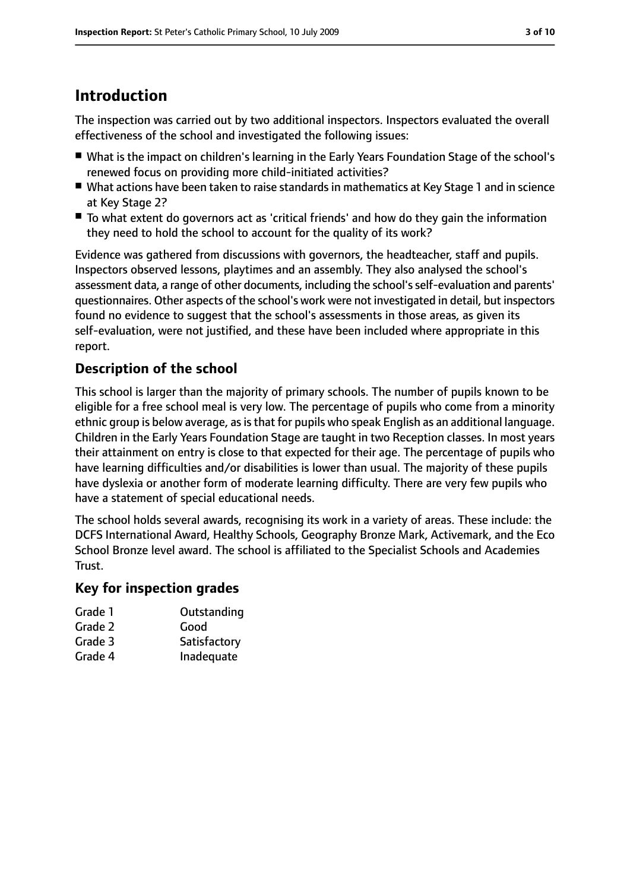# Introduction

The inspection was carried out by two additional inspectors. Inspectors evaluated the overall effectiveness of the school and investigated the following issues:

- What is the impact on children's learning in the Early Years Foundation Stage of the school's renewed focus on providing more child-initiated activities?
- What actions have been taken to raise standards in mathematics at Key Stage 1 and in science at Key Stage 2?
- To what extent do governors act as 'critical friends' and how do they gain the information they need to hold the school to account for the quality of its work?

Evidence was gathered from discussions with governors, the headteacher, staff and pupils. Inspectors observed lessons, playtimes and an assembly. They also analysed the school's assessment data, a range of other documents, including the school's self-evaluation and parents' questionnaires. Other aspects of the school's work were not investigated in detail, but inspectors found no evidence to suggest that the school's assessments in those areas, as given its self-evaluation, were not justified, and these have been included where appropriate in this report.

## Description of the school

This school is larger than the majority of primary schools. The number of pupils known to be eligible for a free school meal is very low. The percentage of pupils who come from a minority ethnic group is below average, as is that for pupils who speak English as an additional language. Children in the Early Years Foundation Stage are taught in two Reception classes. In most years their attainment on entry is close to that expected for their age. The percentage of pupils who have learning difficulties and/or disabilities is lower than usual. The majority of these pupils have dyslexia or another form of moderate learning difficulty. There are very few pupils who have a statement of special educational needs.

The school holds several awards, recognising its work in a variety of areas. These include: the DCFS International Award, Healthy Schools, Geography Bronze Mark, Activemark, and the Eco School Bronze level award. The school is affiliated to the Specialist Schools and Academies Trust.

## Key for inspection grades

| | |
|---|---|
| Grade 1 | Outstanding |
| Grade 2 | Good |
| Grade 3 | Satisfactory |
| Grade 4 | Inadequate |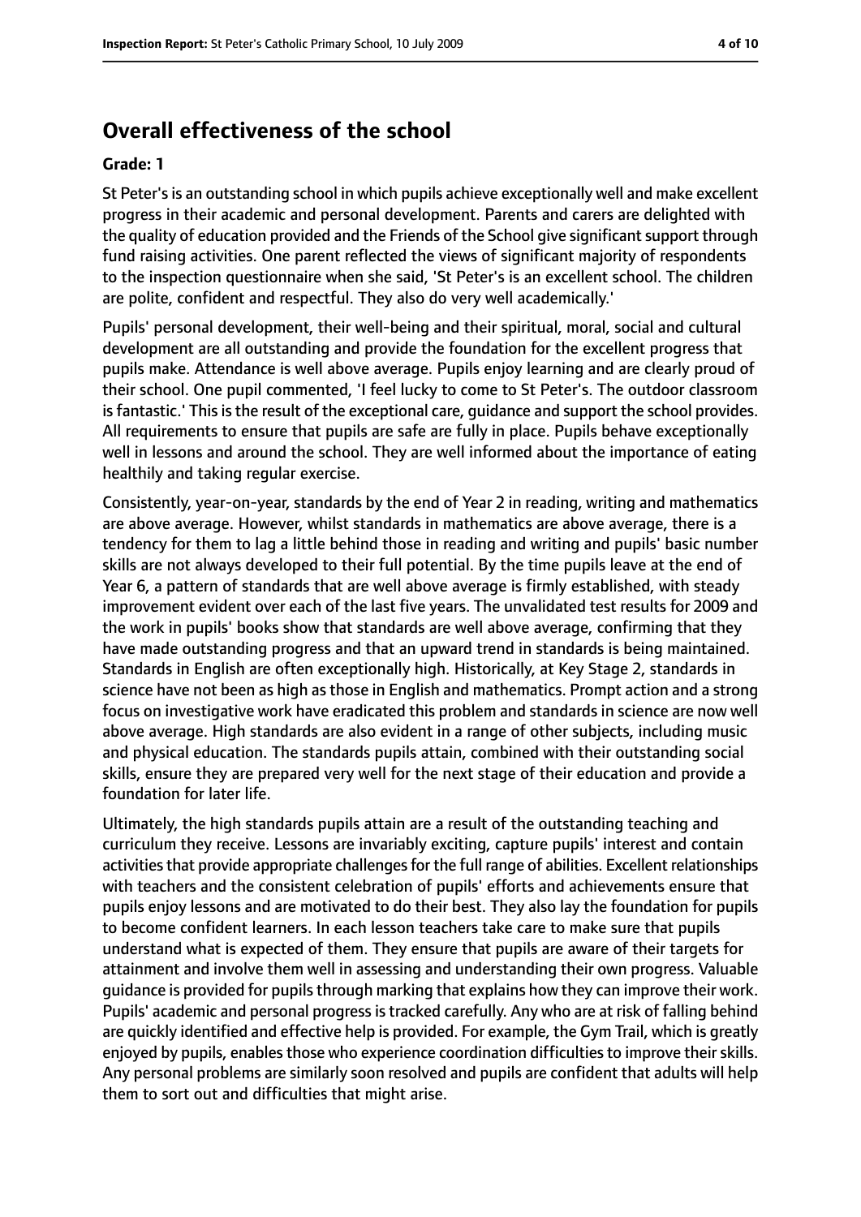## Overall effectiveness of the school

### Grade: 1

St Peter's is an outstanding school in which pupils achieve exceptionally well and make excellent progress in their academic and personal development. Parents and carers are delighted with the quality of education provided and the Friends of the School give significant support through fund raising activities. One parent reflected the views of significant majority of respondents to the inspection questionnaire when she said, 'St Peter's is an excellent school. The children are polite, confident and respectful. They also do very well academically.'

Pupils' personal development, their well-being and their spiritual, moral, social and cultural development are all outstanding and provide the foundation for the excellent progress that pupils make. Attendance is well above average. Pupils enjoy learning and are clearly proud of their school. One pupil commented, 'I feel lucky to come to St Peter's. The outdoor classroom is fantastic.' This is the result of the exceptional care, guidance and support the school provides. All requirements to ensure that pupils are safe are fully in place. Pupils behave exceptionally well in lessons and around the school. They are well informed about the importance of eating healthily and taking regular exercise.

Consistently, year-on-year, standards by the end of Year 2 in reading, writing and mathematics are above average. However, whilst standards in mathematics are above average, there is a tendency for them to lag a little behind those in reading and writing and pupils' basic number skills are not always developed to their full potential. By the time pupils leave at the end of Year 6, a pattern of standards that are well above average is firmly established, with steady improvement evident over each of the last five years. The unvalidated test results for 2009 and the work in pupils' books show that standards are well above average, confirming that they have made outstanding progress and that an upward trend in standards is being maintained. Standards in English are often exceptionally high. Historically, at Key Stage 2, standards in science have not been as high as those in English and mathematics. Prompt action and a strong focus on investigative work have eradicated this problem and standards in science are now well above average. High standards are also evident in a range of other subjects, including music and physical education. The standards pupils attain, combined with their outstanding social skills, ensure they are prepared very well for the next stage of their education and provide a foundation for later life.

Ultimately, the high standards pupils attain are a result of the outstanding teaching and curriculum they receive. Lessons are invariably exciting, capture pupils' interest and contain activities that provide appropriate challenges for the full range of abilities. Excellent relationships with teachers and the consistent celebration of pupils' efforts and achievements ensure that pupils enjoy lessons and are motivated to do their best. They also lay the foundation for pupils to become confident learners. In each lesson teachers take care to make sure that pupils understand what is expected of them. They ensure that pupils are aware of their targets for attainment and involve them well in assessing and understanding their own progress. Valuable guidance is provided for pupils through marking that explains how they can improve their work. Pupils' academic and personal progress is tracked carefully. Any who are at risk of falling behind are quickly identified and effective help is provided. For example, the Gym Trail, which is greatly enjoyed by pupils, enables those who experience coordination difficulties to improve their skills. Any personal problems are similarly soon resolved and pupils are confident that adults will help them to sort out and difficulties that might arise.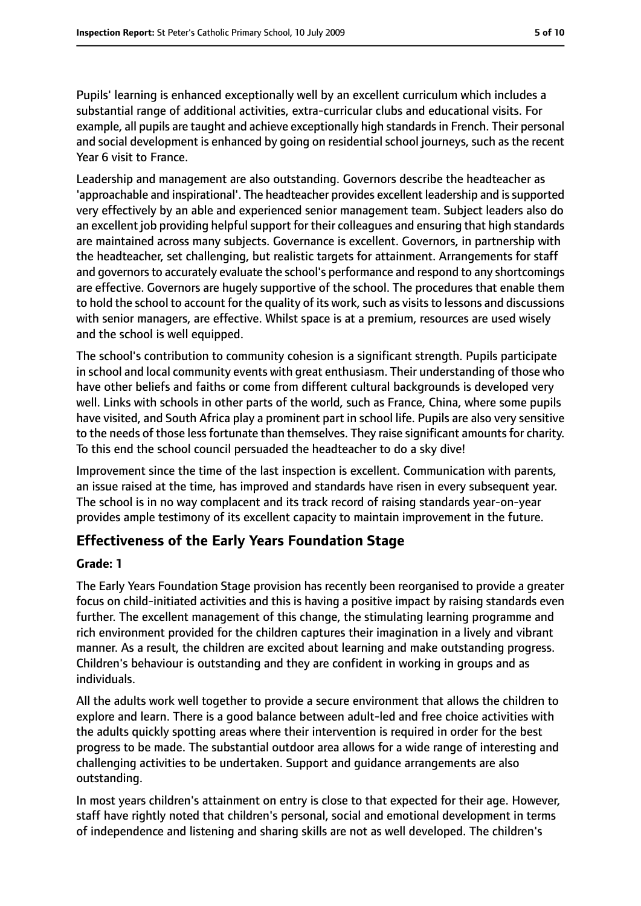Pupils' learning is enhanced exceptionally well by an excellent curriculum which includes a substantial range of additional activities, extra-curricular clubs and educational visits. For example, all pupils are taught and achieve exceptionally high standards in French. Their personal and social development is enhanced by going on residential school journeys, such as the recent Year 6 visit to France.

Leadership and management are also outstanding. Governors describe the headteacher as 'approachable and inspirational'. The headteacher provides excellent leadership and is supported very effectively by an able and experienced senior management team. Subject leaders also do an excellent job providing helpful support for their colleagues and ensuring that high standards are maintained across many subjects. Governance is excellent. Governors, in partnership with the headteacher, set challenging, but realistic targets for attainment. Arrangements for staff and governors to accurately evaluate the school's performance and respond to any shortcomings are effective. Governors are hugely supportive of the school. The procedures that enable them to hold the school to account for the quality of its work, such as visits to lessons and discussions with senior managers, are effective. Whilst space is at a premium, resources are used wisely and the school is well equipped.

The school's contribution to community cohesion is a significant strength. Pupils participate in school and local community events with great enthusiasm. Their understanding of those who have other beliefs and faiths or come from different cultural backgrounds is developed very well. Links with schools in other parts of the world, such as France, China, where some pupils have visited, and South Africa play a prominent part in school life. Pupils are also very sensitive to the needs of those less fortunate than themselves. They raise significant amounts for charity. To this end the school council persuaded the headteacher to do a sky dive!

Improvement since the time of the last inspection is excellent. Communication with parents, an issue raised at the time, has improved and standards have risen in every subsequent year. The school is in no way complacent and its track record of raising standards year-on-year provides ample testimony of its excellent capacity to maintain improvement in the future.

## Effectiveness of the Early Years Foundation Stage

**Grade: 1**

The Early Years Foundation Stage provision has recently been reorganised to provide a greater focus on child-initiated activities and this is having a positive impact by raising standards even further. The excellent management of this change, the stimulating learning programme and rich environment provided for the children captures their imagination in a lively and vibrant manner. As a result, the children are excited about learning and make outstanding progress. Children's behaviour is outstanding and they are confident in working in groups and as individuals.

All the adults work well together to provide a secure environment that allows the children to explore and learn. There is a good balance between adult-led and free choice activities with the adults quickly spotting areas where their intervention is required in order for the best progress to be made. The substantial outdoor area allows for a wide range of interesting and challenging activities to be undertaken. Support and guidance arrangements are also outstanding.

In most years children's attainment on entry is close to that expected for their age. However, staff have rightly noted that children's personal, social and emotional development in terms of independence and listening and sharing skills are not as well developed. The children's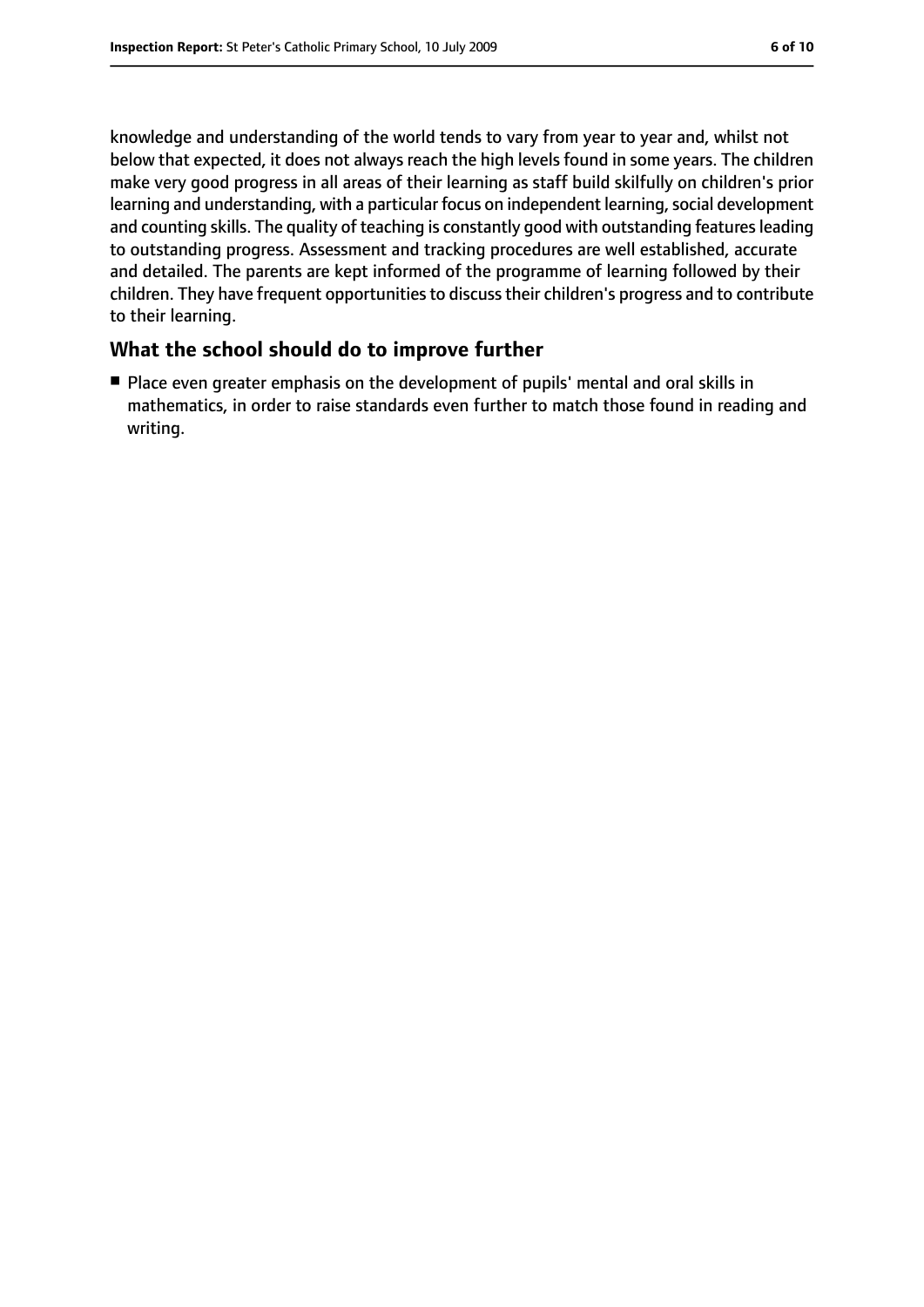knowledge and understanding of the world tends to vary from year to year and, whilst not below that expected, it does not always reach the high levels found in some years. The children make very good progress in all areas of their learning as staff build skilfully on children's prior learning and understanding, with a particular focus on independent learning, social development and counting skills. The quality of teaching is constantly good with outstanding features leading to outstanding progress. Assessment and tracking procedures are well established, accurate and detailed. The parents are kept informed of the programme of learning followed by their children. They have frequent opportunities to discuss their children's progress and to contribute to their learning.

## What the school should do to improve further

- Place even greater emphasis on the development of pupils' mental and oral skills in mathematics, in order to raise standards even further to match those found in reading and writing.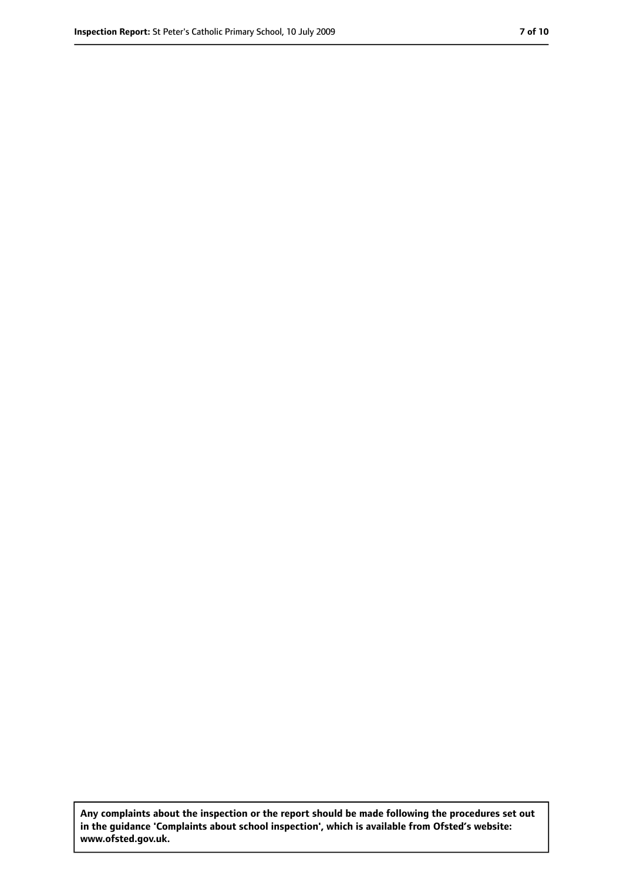**Any complaints about the inspection or the report should be made following the procedures set out in the guidance 'Complaints about school inspection', which is available from Ofsted's website: www.ofsted.gov.uk.**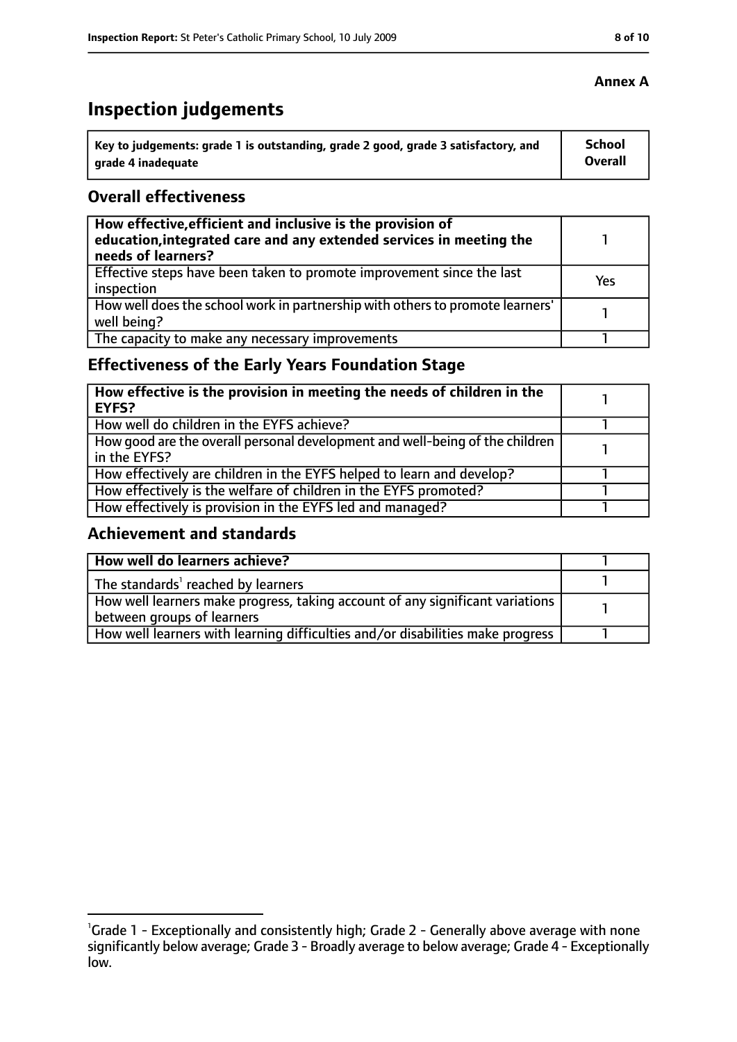**Annex A**

# Inspection judgements

| Key to judgements: grade 1 is outstanding, grade 2 good, grade 3 satisfactory, and grade 4 inadequate | School Overall |
|---|---|

## Overall effectiveness

| | |
|---|---|
| **How effective, efficient and inclusive is the provision of education, integrated care and any extended services in meeting the needs of learners?** | 1 |
| Effective steps have been taken to promote improvement since the last inspection | Yes |
| How well does the school work in partnership with others to promote learners' well being? | 1 |
| The capacity to make any necessary improvements | 1 |

## Effectiveness of the Early Years Foundation Stage

| | |
|---|---|
| **How effective is the provision in meeting the needs of children in the EYFS?** | 1 |
| How well do children in the EYFS achieve? | 1 |
| How good are the overall personal development and well-being of the children in the EYFS? | 1 |
| How effectively are children in the EYFS helped to learn and develop? | 1 |
| How effectively is the welfare of children in the EYFS promoted? | 1 |
| How effectively is provision in the EYFS led and managed? | 1 |

## Achievement and standards

| | |
|---|---|
| **How well do learners achieve?** | 1 |
| The standards[1] reached by learners | 1 |
| How well learners make progress, taking account of any significant variations between groups of learners | 1 |
| How well learners with learning difficulties and/or disabilities make progress | 1 |

[1]Grade 1 - Exceptionally and consistently high; Grade 2 - Generally above average with none significantly below average; Grade 3 - Broadly average to below average; Grade 4 - Exceptionally low.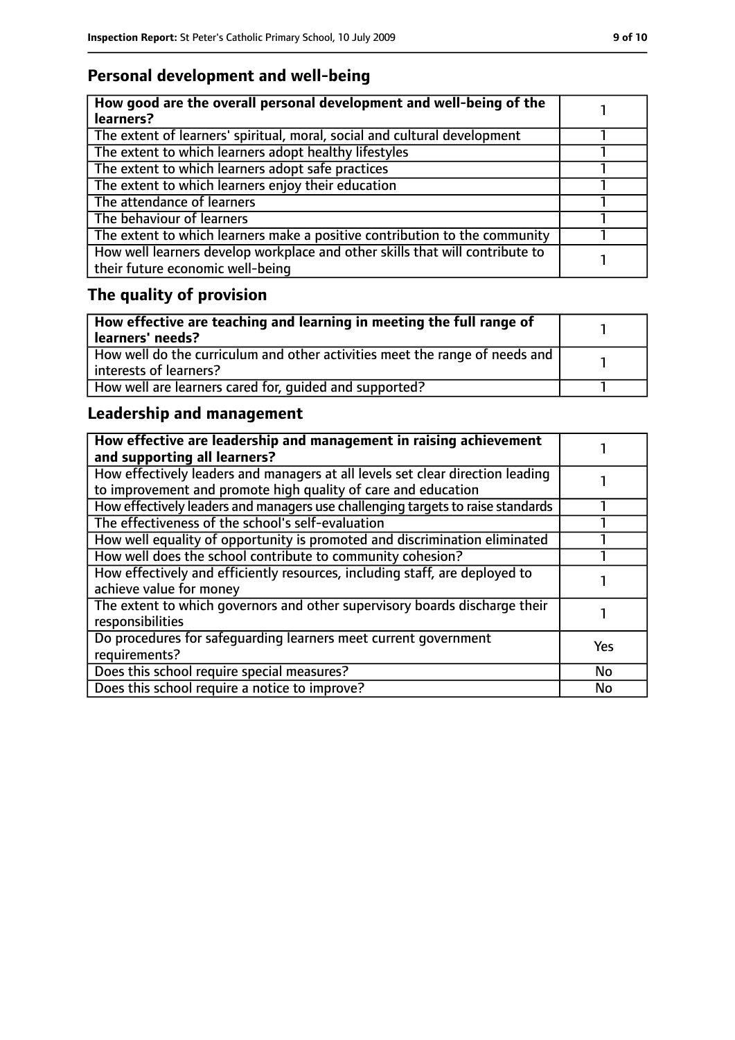## Personal development and well-being

| **How good are the overall personal development and well-being of the learners?** | 1 |
|---|---|
| The extent of learners' spiritual, moral, social and cultural development | 1 |
| The extent to which learners adopt healthy lifestyles | 1 |
| The extent to which learners adopt safe practices | 1 |
| The extent to which learners enjoy their education | 1 |
| The attendance of learners | 1 |
| The behaviour of learners | 1 |
| The extent to which learners make a positive contribution to the community | 1 |
| How well learners develop workplace and other skills that will contribute to their future economic well-being | 1 |

## The quality of provision

| **How effective are teaching and learning in meeting the full range of learners' needs?** | 1 |
|---|---|
| How well do the curriculum and other activities meet the range of needs and interests of learners? | 1 |
| How well are learners cared for, guided and supported? | 1 |

## Leadership and management

| **How effective are leadership and management in raising achievement and supporting all learners?** | 1 |
|---|---|
| How effectively leaders and managers at all levels set clear direction leading to improvement and promote high quality of care and education | 1 |
| How effectively leaders and managers use challenging targets to raise standards | 1 |
| The effectiveness of the school's self-evaluation | 1 |
| How well equality of opportunity is promoted and discrimination eliminated | 1 |
| How well does the school contribute to community cohesion? | 1 |
| How effectively and efficiently resources, including staff, are deployed to achieve value for money | 1 |
| The extent to which governors and other supervisory boards discharge their responsibilities | 1 |
| Do procedures for safeguarding learners meet current government requirements? | Yes |
| Does this school require special measures? | No |
| Does this school require a notice to improve? | No |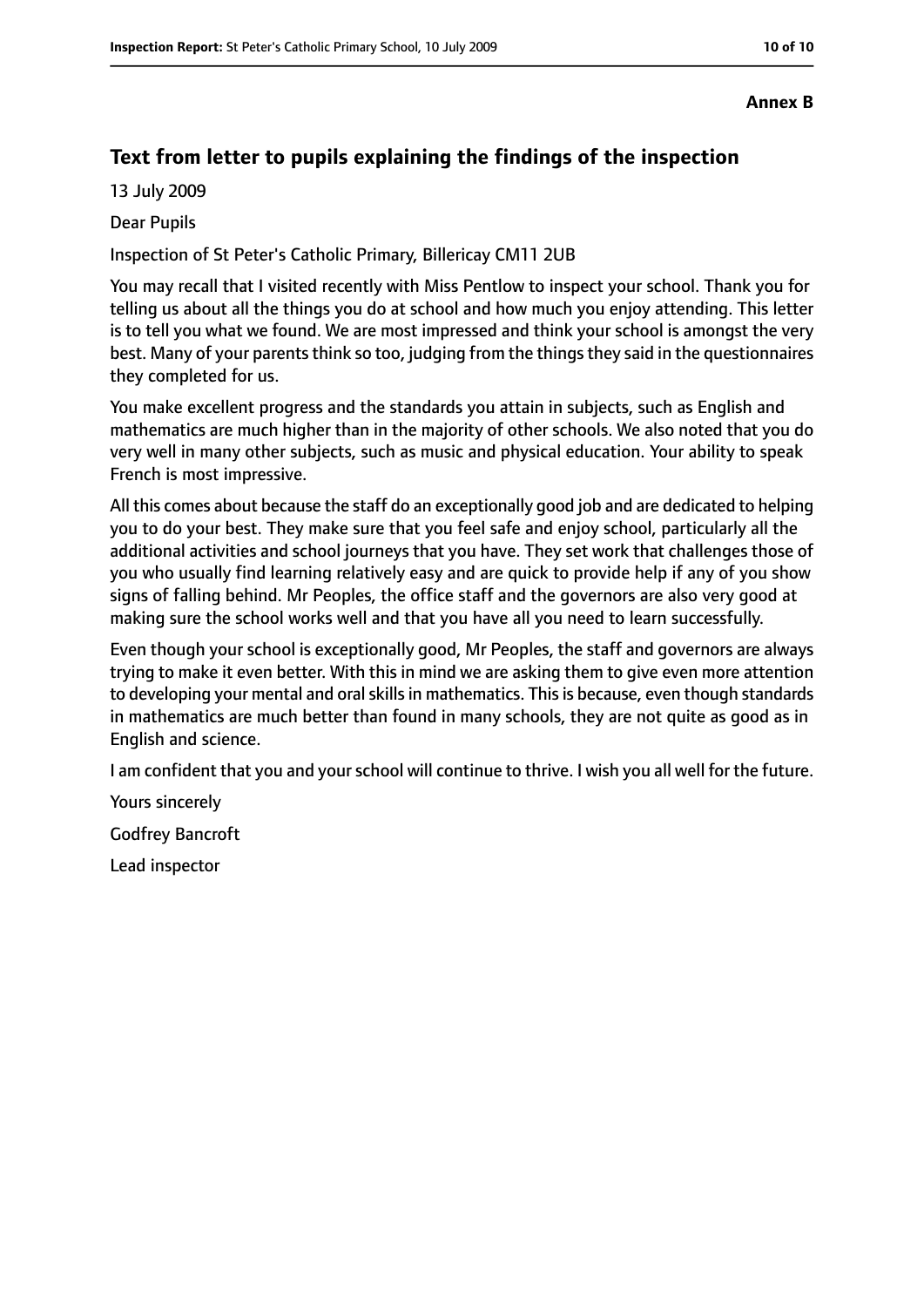**Annex B**

## Text from letter to pupils explaining the findings of the inspection

13 July 2009

Dear Pupils

Inspection of St Peter's Catholic Primary, Billericay CM11 2UB

You may recall that I visited recently with Miss Pentlow to inspect your school. Thank you for telling us about all the things you do at school and how much you enjoy attending. This letter is to tell you what we found. We are most impressed and think your school is amongst the very best. Many of your parents think so too, judging from the things they said in the questionnaires they completed for us.

You make excellent progress and the standards you attain in subjects, such as English and mathematics are much higher than in the majority of other schools. We also noted that you do very well in many other subjects, such as music and physical education. Your ability to speak French is most impressive.

All this comes about because the staff do an exceptionally good job and are dedicated to helping you to do your best. They make sure that you feel safe and enjoy school, particularly all the additional activities and school journeys that you have. They set work that challenges those of you who usually find learning relatively easy and are quick to provide help if any of you show signs of falling behind. Mr Peoples, the office staff and the governors are also very good at making sure the school works well and that you have all you need to learn successfully.

Even though your school is exceptionally good, Mr Peoples, the staff and governors are always trying to make it even better. With this in mind we are asking them to give even more attention to developing your mental and oral skills in mathematics. This is because, even though standards in mathematics are much better than found in many schools, they are not quite as good as in English and science.

I am confident that you and your school will continue to thrive. I wish you all well for the future.

Yours sincerely

Godfrey Bancroft

Lead inspector